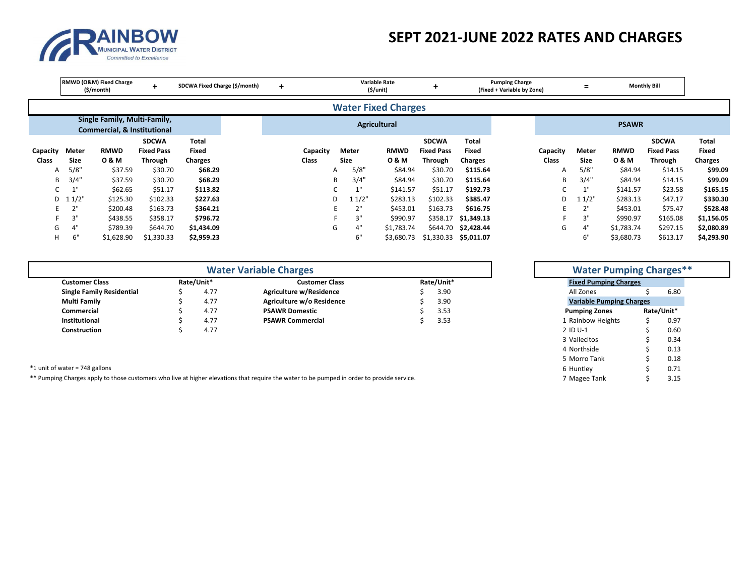**RAINBOW**
MUNICIPAL WATER DISTRICT
*Committed to Excellence*

# SEPT 2021-JUNE 2022 RATES AND CHARGES

| RMWD (O&M) Fixed Charge ($/month) | + | SDCWA Fixed Charge ($/month) | + | Variable Rate ($/unit) | + | Pumping Charge (Fixed + Variable by Zone) | = | Monthly Bill |
|---|---|---|---|---|---|---|---|---|

## Water Fixed Charges

### Single Family, Multi-Family, Commercial, & Institutional

| Capacity Class | Meter Size | RMWD O & M | SDCWA Fixed Pass Through | Total Fixed Charges |
|---|---|---|---|---|
| A | 5/8" | $37.59 | $30.70 | **$68.29** |
| B | 3/4" | $37.59 | $30.70 | **$68.29** |
| C | 1" | $62.65 | $51.17 | **$113.82** |
| D | 1 1/2" | $125.30 | $102.33 | **$227.63** |
| E | 2" | $200.48 | $163.73 | **$364.21** |
| F | 3" | $438.55 | $358.17 | **$796.72** |
| G | 4" | $789.39 | $644.70 | **$1,434.09** |
| H | 6" | $1,628.90 | $1,330.33 | **$2,959.23** |

### Agricultural

| Capacity Class | Meter Size | RMWD O & M | SDCWA Fixed Pass Through | Total Fixed Charges |
|---|---|---|---|---|
| A | 5/8" | $84.94 | $30.70 | **$115.64** |
| B | 3/4" | $84.94 | $30.70 | **$115.64** |
| C | 1" | $141.57 | $51.17 | **$192.73** |
| D | 1 1/2" | $283.13 | $102.33 | **$385.47** |
| E | 2" | $453.01 | $163.73 | **$616.75** |
| F | 3" | $990.97 | $358.17 | **$1,349.13** |
| G | 4" | $1,783.74 | $644.70 | **$2,428.44** |
| | 6" | $3,680.73 | $1,330.33 | **$5,011.07** |

### PSAWR

| Capacity Class | Meter Size | RMWD O & M | SDCWA Fixed Pass Through | Total Fixed Charges |
|---|---|---|---|---|
| A | 5/8" | $84.94 | $14.15 | **$99.09** |
| B | 3/4" | $84.94 | $14.15 | **$99.09** |
| C | 1" | $141.57 | $23.58 | **$165.15** |
| D | 1 1/2" | $283.13 | $47.17 | **$330.30** |
| E | 2" | $453.01 | $75.47 | **$528.48** |
| F | 3" | $990.97 | $165.08 | **$1,156.05** |
| G | 4" | $1,783.74 | $297.15 | **$2,080.89** |
| | 6" | $3,680.73 | $613.17 | **$4,293.90** |

## Water Variable Charges

| Customer Class | Rate/Unit* | Customer Class | Rate/Unit* |
|---|---|---|---|
| **Single Family Residential** | $ 4.77 | **Agriculture w/Residence** | $ 3.90 |
| **Multi Family** | $ 4.77 | **Agriculture w/o Residence** | $ 3.90 |
| **Commercial** | $ 4.77 | **PSAWR Domestic** | $ 3.53 |
| **Institutional** | $ 4.77 | **PSAWR Commercial** | $ 3.53 |
| **Construction** | $ 4.77 | | |

## Water Pumping Charges**

**Fixed Pumping Charges**

| | |
|---|---|
| All Zones | $ 6.80 |

**Variable Pumping Charges**

| Pumping Zones | Rate/Unit* |
|---|---|
| 1 Rainbow Heights | $ 0.97 |
| 2 ID U-1 | $ 0.60 |
| 3 Vallecitos | $ 0.34 |
| 4 Northside | $ 0.13 |
| 5 Morro Tank | $ 0.18 |
| 6 Huntley | $ 0.71 |
| 7 Magee Tank | $ 3.15 |

*1 unit of water = 748 gallons

** Pumping Charges apply to those customers who live at higher elevations that require the water to be pumped in order to provide service.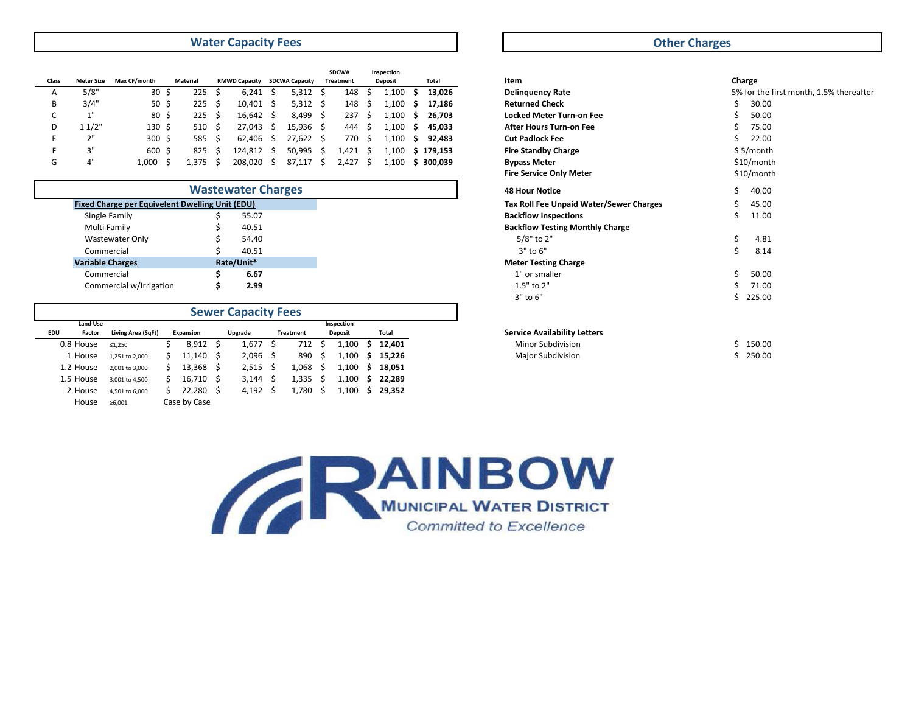## Water Capacity Fees

| Class | Meter Size | Max CF/month | Material | RMWD Capacity | SDCWA Capacity | SDCWA Treatment | Inspection Deposit | Total |
|---|---|---|---|---|---|---|---|---|
| A | 5/8" | 30 | $ 225 | $ 6,241 | $ 5,312 | $ 148 | $ 1,100 | **$ 13,026** |
| B | 3/4" | 50 | $ 225 | $ 10,401 | $ 5,312 | $ 148 | $ 1,100 | **$ 17,186** |
| C | 1" | 80 | $ 225 | $ 16,642 | $ 8,499 | $ 237 | $ 1,100 | **$ 26,703** |
| D | 1 1/2" | 130 | $ 510 | $ 27,043 | $ 15,936 | $ 444 | $ 1,100 | **$ 45,033** |
| E | 2" | 300 | $ 585 | $ 62,406 | $ 27,622 | $ 770 | $ 1,100 | **$ 92,483** |
| F | 3" | 600 | $ 825 | $ 124,812 | $ 50,995 | $ 1,421 | $ 1,100 | **$ 179,153** |
| G | 4" | 1,000 | $ 1,375 | $ 208,020 | $ 87,117 | $ 2,427 | $ 1,100 | **$ 300,039** |

## Wastewater Charges

| Fixed Charge per Equivelent Dwelling Unit (EDU) | |
|---|---|
| Single Family | $ 55.07 |
| Multi Family | $ 40.51 |
| Wastewater Only | $ 54.40 |
| Commercial | $ 40.51 |
| **Variable Charges** | **Rate/Unit*** |
| Commercial | **$ 6.67** |
| Commercial w/Irrigation | **$ 2.99** |

## Sewer Capacity Fees

| EDU | Land Use Factor | Living Area (SqFt) | Expansion | Upgrade | Treatment | Inspection Deposit | Total |
|---|---|---|---|---|---|---|---|
| 0.8 | House | ≤1,250 | $ 8,912 | $ 1,677 | $ 712 | $ 1,100 | **$ 12,401** |
| 1 | House | 1,251 to 2,000 | $ 11,140 | $ 2,096 | $ 890 | $ 1,100 | **$ 15,226** |
| 1.2 | House | 2,001 to 3,000 | $ 13,368 | $ 2,515 | $ 1,068 | $ 1,100 | **$ 18,051** |
| 1.5 | House | 3,001 to 4,500 | $ 16,710 | $ 3,144 | $ 1,335 | $ 1,100 | **$ 22,289** |
| 2 | House | 4,501 to 6,000 | $ 22,280 | $ 4,192 | $ 1,780 | $ 1,100 | **$ 29,352** |
| | House | ≥6,001 | Case by Case | | | | |

## Other Charges

| Item | Charge |
|---|---|
| **Delinquency Rate** | 5% for the first month, 1.5% thereafter |
| **Returned Check** | $ 30.00 |
| **Locked Meter Turn-on Fee** | $ 50.00 |
| **After Hours Turn-on Fee** | $ 75.00 |
| **Cut Padlock Fee** | $ 22.00 |
| **Fire Standby Charge** | $ 5/month |
| **Bypass Meter** | $10/month |
| **Fire Service Only Meter** | $10/month |
| **48 Hour Notice** | $ 40.00 |
| **Tax Roll Fee Unpaid Water/Sewer Charges** | $ 45.00 |
| **Backflow Inspections** | $ 11.00 |
| **Backflow Testing Monthly Charge** | |
| 5/8" to 2" | $ 4.81 |
| 3" to 6" | $ 8.14 |
| **Meter Testing Charge** | |
| 1" or smaller | $ 50.00 |
| 1.5" to 2" | $ 71.00 |
| 3" to 6" | $ 225.00 |
| **Service Availability Letters** | |
| Minor Subdivision | $ 150.00 |
| Major Subdivision | $ 250.00 |

RAINBOW
MUNICIPAL WATER DISTRICT
*Committed to Excellence*